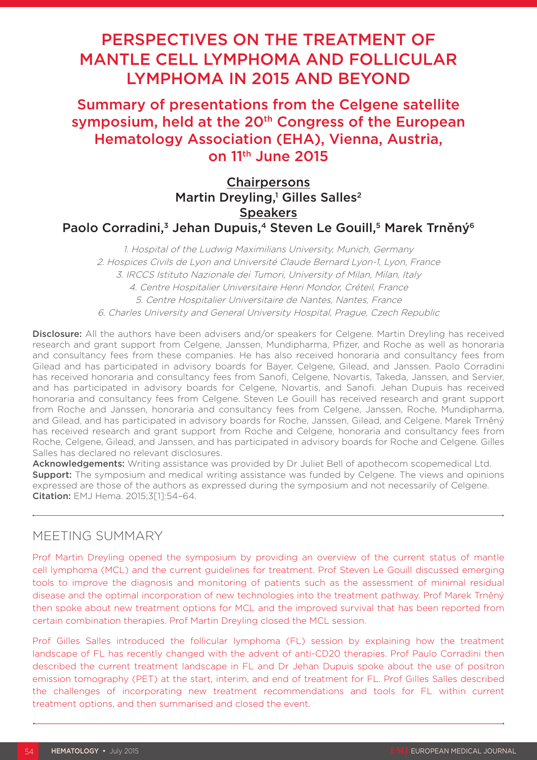# PERSPECTIVES ON THE TREATMENT OF MANTLE CELL LYMPHOMA AND FOLLICULAR LYMPHOMA IN 2015 AND BEYOND

## Summary of presentations from the Celgene satellite symposium, held at the 20th Congress of the European Hematology Association (EHA), Vienna, Austria, on 11th June 2015

**Chairpersons**
**Martin Dreyling,[1] Gilles Salles[2]**
**Speakers**
**Paolo Corradini,[3] Jehan Dupuis,[4] Steven Le Gouill,[5] Marek Trněný[6]**

*1. Hospital of the Ludwig Maximilians University, Munich, Germany*
*2. Hospices Civils de Lyon and Université Claude Bernard Lyon-1, Lyon, France*
*3. IRCCS Istituto Nazionale dei Tumori, University of Milan, Milan, Italy*
*4. Centre Hospitalier Universitaire Henri Mondor, Créteil, France*
*5. Centre Hospitalier Universitaire de Nantes, Nantes, France*
*6. Charles University and General University Hospital, Prague, Czech Republic*

**Disclosure:** All the authors have been advisers and/or speakers for Celgene. Martin Dreyling has received research and grant support from Celgene, Janssen, Mundipharma, Pfizer, and Roche as well as honoraria and consultancy fees from these companies. He has also received honoraria and consultancy fees from Gilead and has participated in advisory boards for Bayer, Celgene, Gilead, and Janssen. Paolo Corradini has received honoraria and consultancy fees from Sanofi, Celgene, Novartis, Takeda, Janssen, and Servier, and has participated in advisory boards for Celgene, Novartis, and Sanofi. Jehan Dupuis has received honoraria and consultancy fees from Celgene. Steven Le Gouill has received research and grant support from Roche and Janssen, honoraria and consultancy fees from Celgene, Janssen, Roche, Mundipharma, and Gilead, and has participated in advisory boards for Roche, Janssen, Gilead, and Celgene. Marek Trněný has received research and grant support from Roche and Celgene, honoraria and consultancy fees from Roche, Celgene, Gilead, and Janssen, and has participated in advisory boards for Roche and Celgene. Gilles Salles has declared no relevant disclosures.
**Acknowledgements:** Writing assistance was provided by Dr Juliet Bell of apothecom scopemedical Ltd.
**Support:** The symposium and medical writing assistance was funded by Celgene. The views and opinions expressed are those of the authors as expressed during the symposium and not necessarily of Celgene.
**Citation:** EMJ Hema. 2015;3[1]:54–64.

## MEETING SUMMARY

Prof Martin Dreyling opened the symposium by providing an overview of the current status of mantle cell lymphoma (MCL) and the current guidelines for treatment. Prof Steven Le Gouill discussed emerging tools to improve the diagnosis and monitoring of patients such as the assessment of minimal residual disease and the optimal incorporation of new technologies into the treatment pathway. Prof Marek Trněný then spoke about new treatment options for MCL and the improved survival that has been reported from certain combination therapies. Prof Martin Dreyling closed the MCL session.

Prof Gilles Salles introduced the follicular lymphoma (FL) session by explaining how the treatment landscape of FL has recently changed with the advent of anti-CD20 therapies. Prof Paulo Corradini then described the current treatment landscape in FL and Dr Jehan Dupuis spoke about the use of positron emission tomography (PET) at the start, interim, and end of treatment for FL. Prof Gilles Salles described the challenges of incorporating new treatment recommendations and tools for FL within current treatment options, and then summarised and closed the event.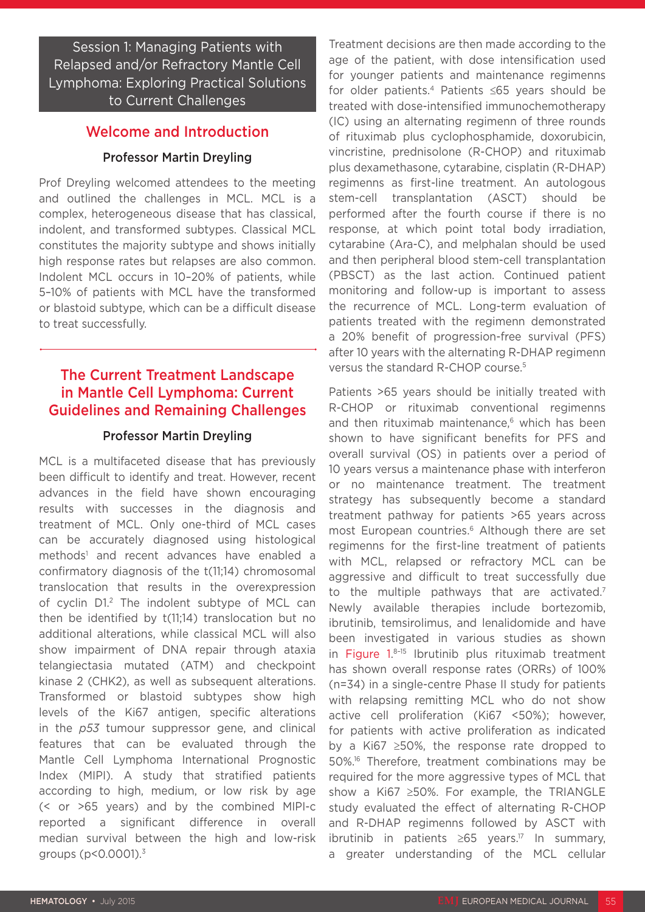Session 1: Managing Patients with Relapsed and/or Refractory Mantle Cell Lymphoma: Exploring Practical Solutions to Current Challenges

## Welcome and Introduction

### Professor Martin Dreyling

Prof Dreyling welcomed attendees to the meeting and outlined the challenges in MCL. MCL is a complex, heterogeneous disease that has classical, indolent, and transformed subtypes. Classical MCL constitutes the majority subtype and shows initially high response rates but relapses are also common. Indolent MCL occurs in 10–20% of patients, while 5–10% of patients with MCL have the transformed or blastoid subtype, which can be a difficult disease to treat successfully.

## The Current Treatment Landscape in Mantle Cell Lymphoma: Current Guidelines and Remaining Challenges

### Professor Martin Dreyling

MCL is a multifaceted disease that has previously been difficult to identify and treat. However, recent advances in the field have shown encouraging results with successes in the diagnosis and treatment of MCL. Only one-third of MCL cases can be accurately diagnosed using histological methods[1] and recent advances have enabled a confirmatory diagnosis of the t(11;14) chromosomal translocation that results in the overexpression of cyclin D1.[2] The indolent subtype of MCL can then be identified by t(11;14) translocation but no additional alterations, while classical MCL will also show impairment of DNA repair through ataxia telangiectasia mutated (ATM) and checkpoint kinase 2 (CHK2), as well as subsequent alterations. Transformed or blastoid subtypes show high levels of the Ki67 antigen, specific alterations in the *p53* tumour suppressor gene, and clinical features that can be evaluated through the Mantle Cell Lymphoma International Prognostic Index (MIPI). A study that stratified patients according to high, medium, or low risk by age (< or >65 years) and by the combined MIPI-c reported a significant difference in overall median survival between the high and low-risk groups (p<0.0001).[3]

Treatment decisions are then made according to the age of the patient, with dose intensification used for younger patients and maintenance regimenns for older patients.[4] Patients ≤65 years should be treated with dose-intensified immunochemotherapy (IC) using an alternating regimenn of three rounds of rituximab plus cyclophosphamide, doxorubicin, vincristine, prednisolone (R-CHOP) and rituximab plus dexamethasone, cytarabine, cisplatin (R-DHAP) regimenns as first-line treatment. An autologous stem-cell transplantation (ASCT) should be performed after the fourth course if there is no response, at which point total body irradiation, cytarabine (Ara-C), and melphalan should be used and then peripheral blood stem-cell transplantation (PBSCT) as the last action. Continued patient monitoring and follow-up is important to assess the recurrence of MCL. Long-term evaluation of patients treated with the regimenn demonstrated a 20% benefit of progression-free survival (PFS) after 10 years with the alternating R-DHAP regimenn versus the standard R-CHOP course.[5]

Patients >65 years should be initially treated with R-CHOP or rituximab conventional regimenns and then rituximab maintenance,[6] which has been shown to have significant benefits for PFS and overall survival (OS) in patients over a period of 10 years versus a maintenance phase with interferon or no maintenance treatment. The treatment strategy has subsequently become a standard treatment pathway for patients >65 years across most European countries.[6] Although there are set regimenns for the first-line treatment of patients with MCL, relapsed or refractory MCL can be aggressive and difficult to treat successfully due to the multiple pathways that are activated.[7] Newly available therapies include bortezomib, ibrutinib, temsirolimus, and lenalidomide and have been investigated in various studies as shown in Figure 1.[8-15] Ibrutinib plus rituximab treatment has shown overall response rates (ORRs) of 100% (n=34) in a single-centre Phase II study for patients with relapsing remitting MCL who do not show active cell proliferation (Ki67 <50%); however, for patients with active proliferation as indicated by a Ki67 ≥50%, the response rate dropped to 50%.[16] Therefore, treatment combinations may be required for the more aggressive types of MCL that show a Ki67 ≥50%. For example, the TRIANGLE study evaluated the effect of alternating R-CHOP and R-DHAP regimenns followed by ASCT with ibrutinib in patients ≥65 years.[17] In summary, a greater understanding of the MCL cellular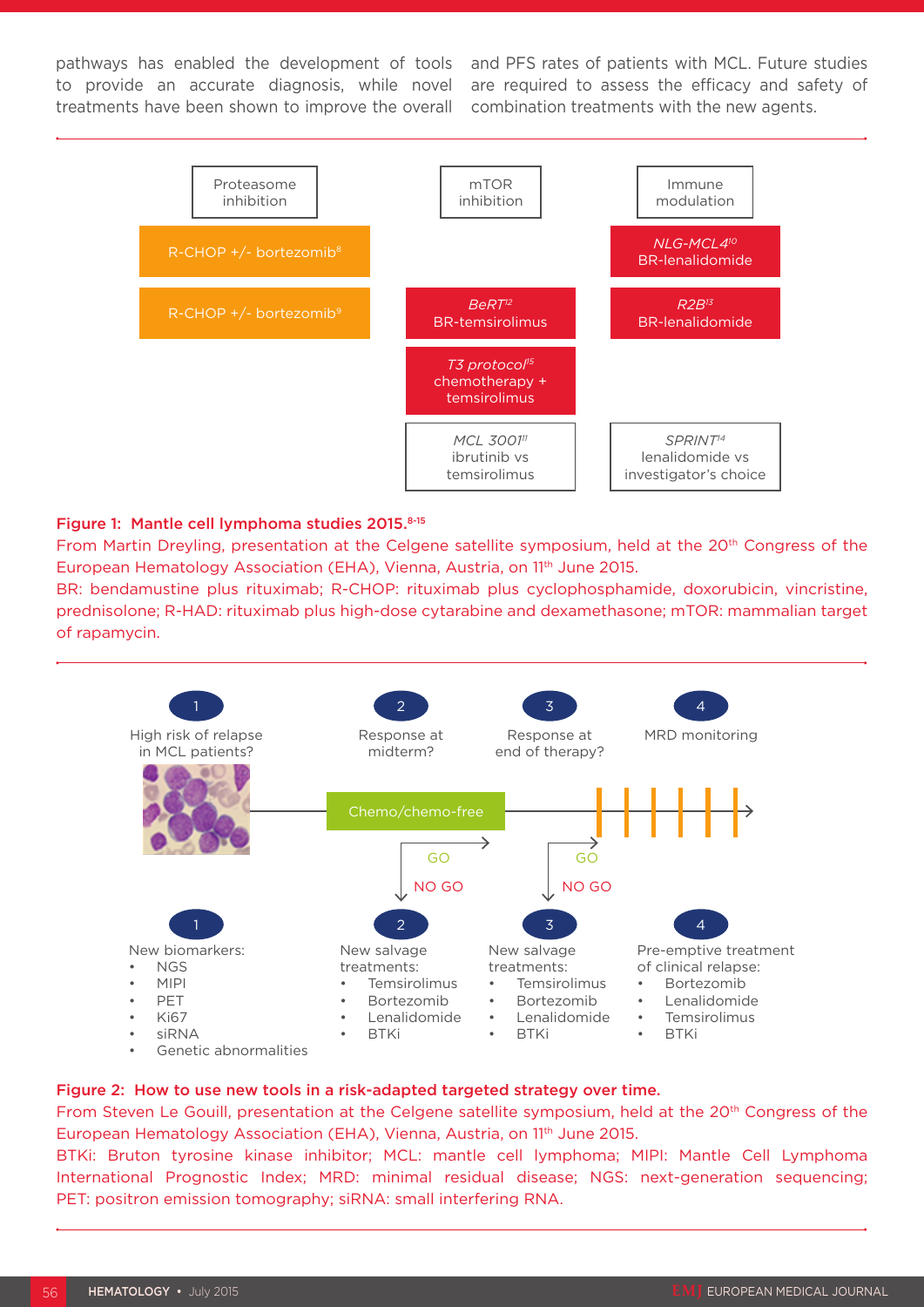pathways has enabled the development of tools to provide an accurate diagnosis, while novel treatments have been shown to improve the overall and PFS rates of patients with MCL. Future studies are required to assess the efficacy and safety of combination treatments with the new agents.

| Proteasome inhibition | mTOR inhibition | Immune modulation |
|---|---|---|
| R-CHOP +/- bortezomib[8] | | *NLG-MCL4*[10] BR-lenalidomide |
| R-CHOP +/- bortezomib[9] | *BeRT*[12] BR-temsirolimus | *R2B*[13] BR-lenalidomide |
| | *T3 protocol*[15] chemotherapy + temsirolimus | |
| | *MCL 3001*[11] ibrutinib vs temsirolimus | *SPRINT*[14] lenalidomide vs investigator's choice |

**Figure 1: Mantle cell lymphoma studies 2015.[8-15]**

From Martin Dreyling, presentation at the Celgene satellite symposium, held at the 20th Congress of the European Hematology Association (EHA), Vienna, Austria, on 11th June 2015.

BR: bendamustine plus rituximab; R-CHOP: rituximab plus cyclophosphamide, doxorubicin, vincristine, prednisolone; R-HAD: rituximab plus high-dose cytarabine and dexamethasone; mTOR: mammalian target of rapamycin.

1. High risk of relapse in MCL patients?
2. Response at midterm?
3. Response at end of therapy?
4. MRD monitoring

Chemo/chemo-free → GO / NO GO → GO / NO GO

1. New biomarkers:
   - NGS
   - MIPI
   - PET
   - Ki67
   - siRNA
   - Genetic abnormalities
2. New salvage treatments:
   - Temsirolimus
   - Bortezomib
   - Lenalidomide
   - BTKi
3. New salvage treatments:
   - Temsirolimus
   - Bortezomib
   - Lenalidomide
   - BTKi
4. Pre-emptive treatment of clinical relapse:
   - Bortezomib
   - Lenalidomide
   - Temsirolimus
   - BTKi

**Figure 2: How to use new tools in a risk-adapted targeted strategy over time.**

From Steven Le Gouill, presentation at the Celgene satellite symposium, held at the 20th Congress of the European Hematology Association (EHA), Vienna, Austria, on 11th June 2015.

BTKi: Bruton tyrosine kinase inhibitor; MCL: mantle cell lymphoma; MIPI: Mantle Cell Lymphoma International Prognostic Index; MRD: minimal residual disease; NGS: next-generation sequencing; PET: positron emission tomography; siRNA: small interfering RNA.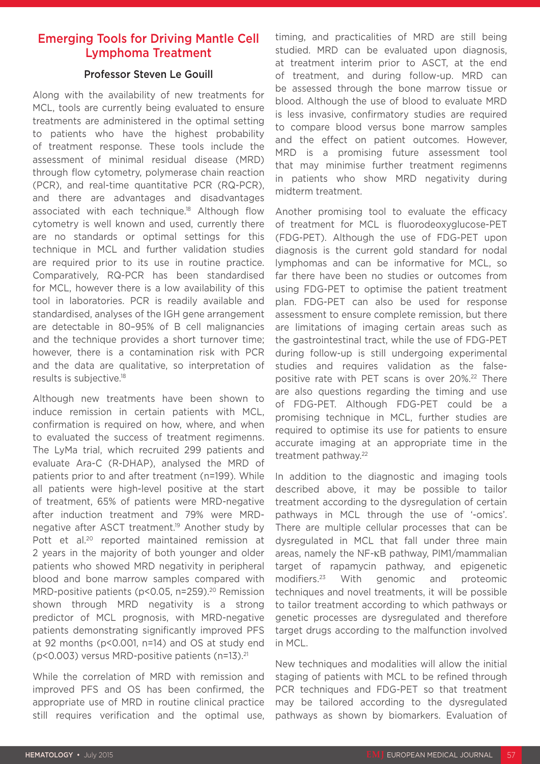## Emerging Tools for Driving Mantle Cell Lymphoma Treatment

### Professor Steven Le Gouill

Along with the availability of new treatments for MCL, tools are currently being evaluated to ensure treatments are administered in the optimal setting to patients who have the highest probability of treatment response. These tools include the assessment of minimal residual disease (MRD) through flow cytometry, polymerase chain reaction (PCR), and real-time quantitative PCR (RQ-PCR), and there are advantages and disadvantages associated with each technique.[18] Although flow cytometry is well known and used, currently there are no standards or optimal settings for this technique in MCL and further validation studies are required prior to its use in routine practice. Comparatively, RQ-PCR has been standardised for MCL, however there is a low availability of this tool in laboratories. PCR is readily available and standardised, analyses of the IGH gene arrangement are detectable in 80–95% of B cell malignancies and the technique provides a short turnover time; however, there is a contamination risk with PCR and the data are qualitative, so interpretation of results is subjective.[18]

Although new treatments have been shown to induce remission in certain patients with MCL, confirmation is required on how, where, and when to evaluated the success of treatment regimenns. The LyMa trial, which recruited 299 patients and evaluate Ara-C (R-DHAP), analysed the MRD of patients prior to and after treatment (n=199). While all patients were high-level positive at the start of treatment, 65% of patients were MRD-negative after induction treatment and 79% were MRD-negative after ASCT treatment.[19] Another study by Pott et al.[20] reported maintained remission at 2 years in the majority of both younger and older patients who showed MRD negativity in peripheral blood and bone marrow samples compared with MRD-positive patients ($p<0.05$, n=259).[20] Remission shown through MRD negativity is a strong predictor of MCL prognosis, with MRD-negative patients demonstrating significantly improved PFS at 92 months ($p<0.001$, n=14) and OS at study end ($p<0.003$) versus MRD-positive patients (n=13).[21]

While the correlation of MRD with remission and improved PFS and OS has been confirmed, the appropriate use of MRD in routine clinical practice still requires verification and the optimal use, timing, and practicalities of MRD are still being studied. MRD can be evaluated upon diagnosis, at treatment interim prior to ASCT, at the end of treatment, and during follow-up. MRD can be assessed through the bone marrow tissue or blood. Although the use of blood to evaluate MRD is less invasive, confirmatory studies are required to compare blood versus bone marrow samples and the effect on patient outcomes. However, MRD is a promising future assessment tool that may minimise further treatment regimenns in patients who show MRD negativity during midterm treatment.

Another promising tool to evaluate the efficacy of treatment for MCL is fluorodeoxyglucose-PET (FDG-PET). Although the use of FDG-PET upon diagnosis is the current gold standard for nodal lymphomas and can be informative for MCL, so far there have been no studies or outcomes from using FDG-PET to optimise the patient treatment plan. FDG-PET can also be used for response assessment to ensure complete remission, but there are limitations of imaging certain areas such as the gastrointestinal tract, while the use of FDG-PET during follow-up is still undergoing experimental studies and requires validation as the false-positive rate with PET scans is over 20%.[22] There are also questions regarding the timing and use of FDG-PET. Although FDG-PET could be a promising technique in MCL, further studies are required to optimise its use for patients to ensure accurate imaging at an appropriate time in the treatment pathway.[22]

In addition to the diagnostic and imaging tools described above, it may be possible to tailor treatment according to the dysregulation of certain pathways in MCL through the use of '-omics'. There are multiple cellular processes that can be dysregulated in MCL that fall under three main areas, namely the NF-κB pathway, PIM1/mammalian target of rapamycin pathway, and epigenetic modifiers.[23] With genomic and proteomic techniques and novel treatments, it will be possible to tailor treatment according to which pathways or genetic processes are dysregulated and therefore target drugs according to the malfunction involved in MCL.

New techniques and modalities will allow the initial staging of patients with MCL to be refined through PCR techniques and FDG-PET so that treatment may be tailored according to the dysregulated pathways as shown by biomarkers. Evaluation of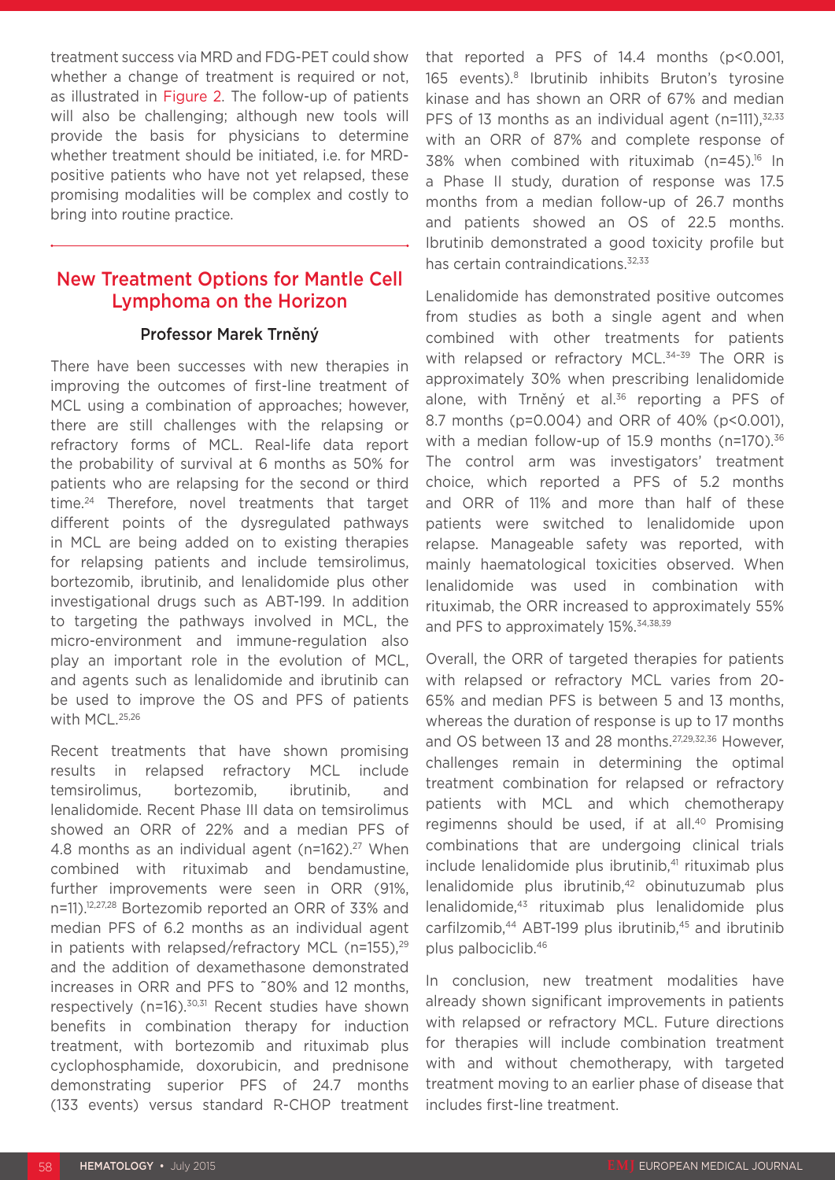treatment success via MRD and FDG-PET could show whether a change of treatment is required or not, as illustrated in Figure 2. The follow-up of patients will also be challenging; although new tools will provide the basis for physicians to determine whether treatment should be initiated, i.e. for MRD-positive patients who have not yet relapsed, these promising modalities will be complex and costly to bring into routine practice.

## New Treatment Options for Mantle Cell Lymphoma on the Horizon

### Professor Marek Trněný

There have been successes with new therapies in improving the outcomes of first-line treatment of MCL using a combination of approaches; however, there are still challenges with the relapsing or refractory forms of MCL. Real-life data report the probability of survival at 6 months as 50% for patients who are relapsing for the second or third time.[24] Therefore, novel treatments that target different points of the dysregulated pathways in MCL are being added on to existing therapies for relapsing patients and include temsirolimus, bortezomib, ibrutinib, and lenalidomide plus other investigational drugs such as ABT-199. In addition to targeting the pathways involved in MCL, the micro-environment and immune-regulation also play an important role in the evolution of MCL, and agents such as lenalidomide and ibrutinib can be used to improve the OS and PFS of patients with MCL.[25,26]

Recent treatments that have shown promising results in relapsed refractory MCL include temsirolimus, bortezomib, ibrutinib, and lenalidomide. Recent Phase III data on temsirolimus showed an ORR of 22% and a median PFS of 4.8 months as an individual agent (n=162).[27] When combined with rituximab and bendamustine, further improvements were seen in ORR (91%, n=11).[12,27,28] Bortezomib reported an ORR of 33% and median PFS of 6.2 months as an individual agent in patients with relapsed/refractory MCL (n=155),[29] and the addition of dexamethasone demonstrated increases in ORR and PFS to ~80% and 12 months, respectively (n=16).[30,31] Recent studies have shown benefits in combination therapy for induction treatment, with bortezomib and rituximab plus cyclophosphamide, doxorubicin, and prednisone demonstrating superior PFS of 24.7 months (133 events) versus standard R-CHOP treatment that reported a PFS of 14.4 months (p<0.001, 165 events).[8] Ibrutinib inhibits Bruton's tyrosine kinase and has shown an ORR of 67% and median PFS of 13 months as an individual agent (n=111),[32,33] with an ORR of 87% and complete response of 38% when combined with rituximab (n=45).[16] In a Phase II study, duration of response was 17.5 months from a median follow-up of 26.7 months and patients showed an OS of 22.5 months. Ibrutinib demonstrated a good toxicity profile but has certain contraindications.[32,33]

Lenalidomide has demonstrated positive outcomes from studies as both a single agent and when combined with other treatments for patients with relapsed or refractory MCL.[34-39] The ORR is approximately 30% when prescribing lenalidomide alone, with Trněný et al.[36] reporting a PFS of 8.7 months (p=0.004) and ORR of 40% (p<0.001), with a median follow-up of 15.9 months (n=170).[36] The control arm was investigators' treatment choice, which reported a PFS of 5.2 months and ORR of 11% and more than half of these patients were switched to lenalidomide upon relapse. Manageable safety was reported, with mainly haematological toxicities observed. When lenalidomide was used in combination with rituximab, the ORR increased to approximately 55% and PFS to approximately 15%.[34,38,39]

Overall, the ORR of targeted therapies for patients with relapsed or refractory MCL varies from 20-65% and median PFS is between 5 and 13 months, whereas the duration of response is up to 17 months and OS between 13 and 28 months.[27,29,32,36] However, challenges remain in determining the optimal treatment combination for relapsed or refractory patients with MCL and which chemotherapy regimenns should be used, if at all.[40] Promising combinations that are undergoing clinical trials include lenalidomide plus ibrutinib,[41] rituximab plus lenalidomide plus ibrutinib,[42] obinutuzumab plus lenalidomide,[43] rituximab plus lenalidomide plus carfilzomib,[44] ABT-199 plus ibrutinib,[45] and ibrutinib plus palbociclib.[46]

In conclusion, new treatment modalities have already shown significant improvements in patients with relapsed or refractory MCL. Future directions for therapies will include combination treatment with and without chemotherapy, with targeted treatment moving to an earlier phase of disease that includes first-line treatment.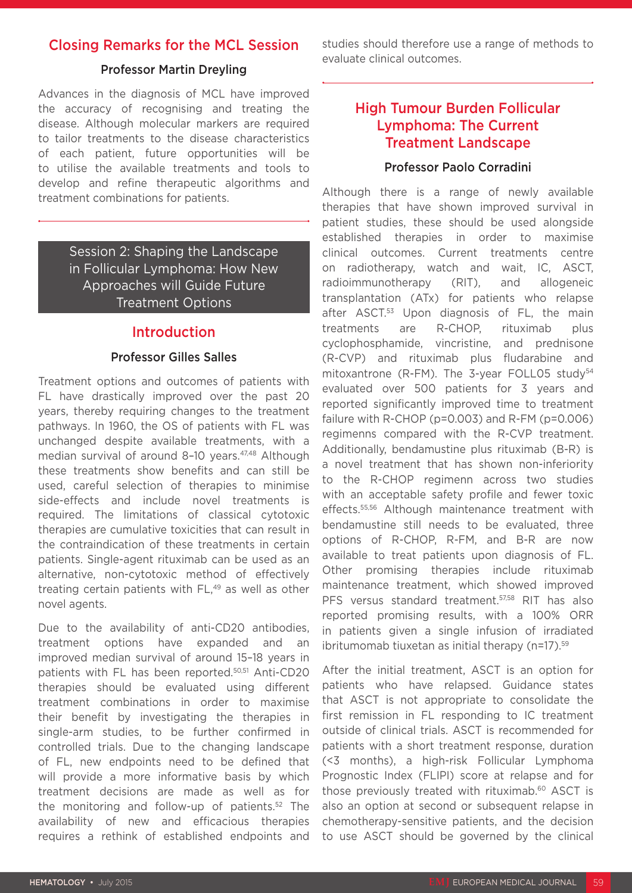## Closing Remarks for the MCL Session

### Professor Martin Dreyling

Advances in the diagnosis of MCL have improved the accuracy of recognising and treating the disease. Although molecular markers are required to tailor treatments to the disease characteristics of each patient, future opportunities will be to utilise the available treatments and tools to develop and refine therapeutic algorithms and treatment combinations for patients.

# Session 2: Shaping the Landscape in Follicular Lymphoma: How New Approaches will Guide Future Treatment Options

## Introduction

### Professor Gilles Salles

Treatment options and outcomes of patients with FL have drastically improved over the past 20 years, thereby requiring changes to the treatment pathways. In 1960, the OS of patients with FL was unchanged despite available treatments, with a median survival of around 8–10 years.[47,48] Although these treatments show benefits and can still be used, careful selection of therapies to minimise side-effects and include novel treatments is required. The limitations of classical cytotoxic therapies are cumulative toxicities that can result in the contraindication of these treatments in certain patients. Single-agent rituximab can be used as an alternative, non-cytotoxic method of effectively treating certain patients with FL,[49] as well as other novel agents.

Due to the availability of anti-CD20 antibodies, treatment options have expanded and an improved median survival of around 15–18 years in patients with FL has been reported.[50,51] Anti-CD20 therapies should be evaluated using different treatment combinations in order to maximise their benefit by investigating the therapies in single-arm studies, to be further confirmed in controlled trials. Due to the changing landscape of FL, new endpoints need to be defined that will provide a more informative basis by which treatment decisions are made as well as for the monitoring and follow-up of patients.[52] The availability of new and efficacious therapies requires a rethink of established endpoints and studies should therefore use a range of methods to evaluate clinical outcomes.

## High Tumour Burden Follicular Lymphoma: The Current Treatment Landscape

### Professor Paolo Corradini

Although there is a range of newly available therapies that have shown improved survival in patient studies, these should be used alongside established therapies in order to maximise clinical outcomes. Current treatments centre on radiotherapy, watch and wait, IC, ASCT, radioimmunotherapy (RIT), and allogeneic transplantation (ATx) for patients who relapse after ASCT.[53] Upon diagnosis of FL, the main treatments are R-CHOP, rituximab plus cyclophosphamide, vincristine, and prednisone (R-CVP) and rituximab plus fludarabine and mitoxantrone (R-FM). The 3-year FOLL05 study[54] evaluated over 500 patients for 3 years and reported significantly improved time to treatment failure with R-CHOP (p=0.003) and R-FM (p=0.006) regimenns compared with the R-CVP treatment. Additionally, bendamustine plus rituximab (B-R) is a novel treatment that has shown non-inferiority to the R-CHOP regimenn across two studies with an acceptable safety profile and fewer toxic effects.[55,56] Although maintenance treatment with bendamustine still needs to be evaluated, three options of R-CHOP, R-FM, and B-R are now available to treat patients upon diagnosis of FL. Other promising therapies include rituximab maintenance treatment, which showed improved PFS versus standard treatment.[57,58] RIT has also reported promising results, with a 100% ORR in patients given a single infusion of irradiated ibritumomab tiuxetan as initial therapy (n=17).[59]

After the initial treatment, ASCT is an option for patients who have relapsed. Guidance states that ASCT is not appropriate to consolidate the first remission in FL responding to IC treatment outside of clinical trials. ASCT is recommended for patients with a short treatment response, duration (<3 months), a high-risk Follicular Lymphoma Prognostic Index (FLIPI) score at relapse and for those previously treated with rituximab.[60] ASCT is also an option at second or subsequent relapse in chemotherapy-sensitive patients, and the decision to use ASCT should be governed by the clinical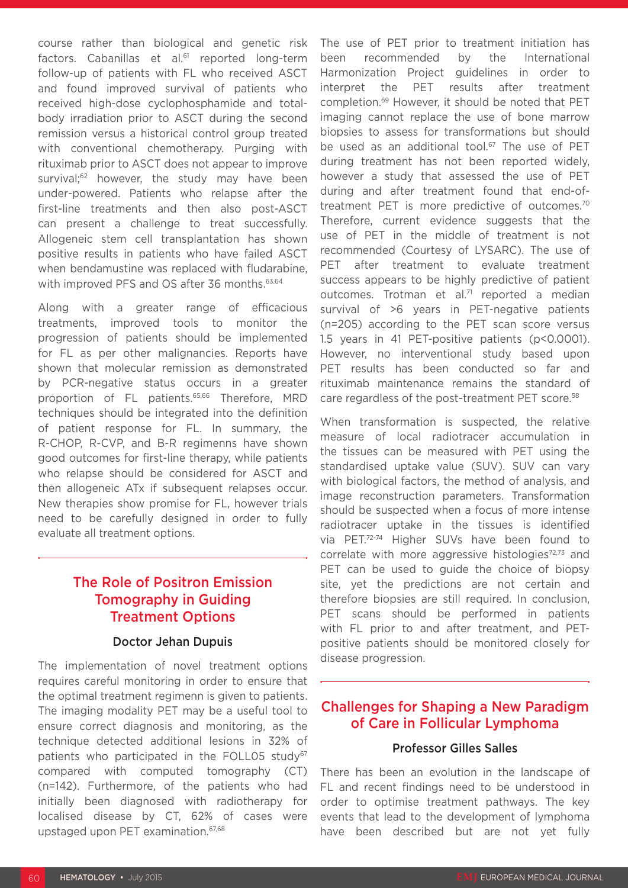course rather than biological and genetic risk factors. Cabanillas et al.[61] reported long-term follow-up of patients with FL who received ASCT and found improved survival of patients who received high-dose cyclophosphamide and total-body irradiation prior to ASCT during the second remission versus a historical control group treated with conventional chemotherapy. Purging with rituximab prior to ASCT does not appear to improve survival;[62] however, the study may have been under-powered. Patients who relapse after the first-line treatments and then also post-ASCT can present a challenge to treat successfully. Allogeneic stem cell transplantation has shown positive results in patients who have failed ASCT when bendamustine was replaced with fludarabine, with improved PFS and OS after 36 months.[63,64]

Along with a greater range of efficacious treatments, improved tools to monitor the progression of patients should be implemented for FL as per other malignancies. Reports have shown that molecular remission as demonstrated by PCR-negative status occurs in a greater proportion of FL patients.[65,66] Therefore, MRD techniques should be integrated into the definition of patient response for FL. In summary, the R-CHOP, R-CVP, and B-R regimenns have shown good outcomes for first-line therapy, while patients who relapse should be considered for ASCT and then allogeneic ATx if subsequent relapses occur. New therapies show promise for FL, however trials need to be carefully designed in order to fully evaluate all treatment options.

## The Role of Positron Emission Tomography in Guiding Treatment Options

### Doctor Jehan Dupuis

The implementation of novel treatment options requires careful monitoring in order to ensure that the optimal treatment regimenn is given to patients. The imaging modality PET may be a useful tool to ensure correct diagnosis and monitoring, as the technique detected additional lesions in 32% of patients who participated in the FOLL05 study[67] compared with computed tomography (CT) (n=142). Furthermore, of the patients who had initially been diagnosed with radiotherapy for localised disease by CT, 62% of cases were upstaged upon PET examination.[67,68]

The use of PET prior to treatment initiation has been recommended by the International Harmonization Project guidelines in order to interpret the PET results after treatment completion.[69] However, it should be noted that PET imaging cannot replace the use of bone marrow biopsies to assess for transformations but should be used as an additional tool.[67] The use of PET during treatment has not been reported widely, however a study that assessed the use of PET during and after treatment found that end-of-treatment PET is more predictive of outcomes.[70] Therefore, current evidence suggests that the use of PET in the middle of treatment is not recommended (Courtesy of LYSARC). The use of PET after treatment to evaluate treatment success appears to be highly predictive of patient outcomes. Trotman et al.[71] reported a median survival of >6 years in PET-negative patients (n=205) according to the PET scan score versus 1.5 years in 41 PET-positive patients ($p<0.0001$). However, no interventional study based upon PET results has been conducted so far and rituximab maintenance remains the standard of care regardless of the post-treatment PET score.[58]

When transformation is suspected, the relative measure of local radiotracer accumulation in the tissues can be measured with PET using the standardised uptake value (SUV). SUV can vary with biological factors, the method of analysis, and image reconstruction parameters. Transformation should be suspected when a focus of more intense radiotracer uptake in the tissues is identified via PET.[72-74] Higher SUVs have been found to correlate with more aggressive histologies[72,73] and PET can be used to guide the choice of biopsy site, yet the predictions are not certain and therefore biopsies are still required. In conclusion, PET scans should be performed in patients with FL prior to and after treatment, and PET-positive patients should be monitored closely for disease progression.

## Challenges for Shaping a New Paradigm of Care in Follicular Lymphoma

### Professor Gilles Salles

There has been an evolution in the landscape of FL and recent findings need to be understood in order to optimise treatment pathways. The key events that lead to the development of lymphoma have been described but are not yet fully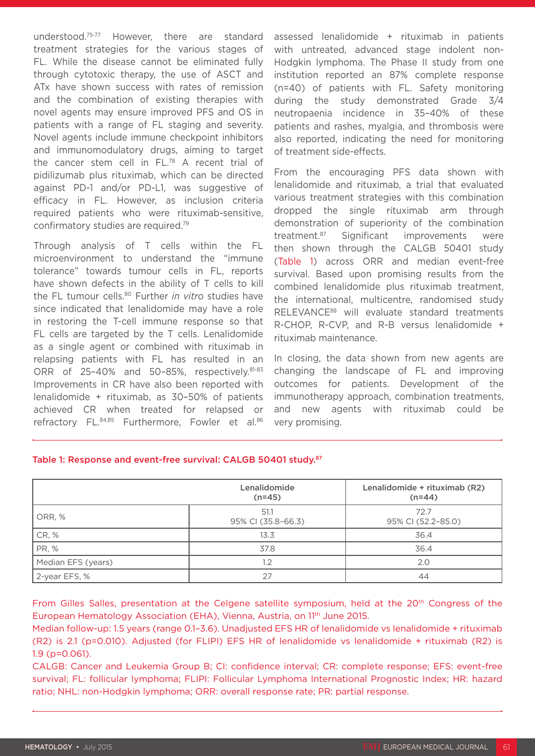understood.[75-77] However, there are standard treatment strategies for the various stages of FL. While the disease cannot be eliminated fully through cytotoxic therapy, the use of ASCT and ATx have shown success with rates of remission and the combination of existing therapies with novel agents may ensure improved PFS and OS in patients with a range of FL staging and severity. Novel agents include immune checkpoint inhibitors and immunomodulatory drugs, aiming to target the cancer stem cell in FL.[78] A recent trial of pidilizumab plus rituximab, which can be directed against PD-1 and/or PD-L1, was suggestive of efficacy in FL. However, as inclusion criteria required patients who were rituximab-sensitive, confirmatory studies are required.[79]

Through analysis of T cells within the FL microenvironment to understand the "immune tolerance" towards tumour cells in FL, reports have shown defects in the ability of T cells to kill the FL tumour cells.[80] Further *in vitro* studies have since indicated that lenalidomide may have a role in restoring the T-cell immune response so that FL cells are targeted by the T cells. Lenalidomide as a single agent or combined with rituximab in relapsing patients with FL has resulted in an ORR of 25–40% and 50–85%, respectively.[81-83] Improvements in CR have also been reported with lenalidomide + rituximab, as 30–50% of patients achieved CR when treated for relapsed or refractory FL.[84,85] Furthermore, Fowler et al.[86] assessed lenalidomide + rituximab in patients with untreated, advanced stage indolent non-Hodgkin lymphoma. The Phase II study from one institution reported an 87% complete response (n=40) of patients with FL. Safety monitoring during the study demonstrated Grade 3/4 neutropaenia incidence in 35–40% of these patients and rashes, myalgia, and thrombosis were also reported, indicating the need for monitoring of treatment side-effects.

From the encouraging PFS data shown with lenalidomide and rituximab, a trial that evaluated various treatment strategies with this combination dropped the single rituximab arm through demonstration of superiority of the combination treatment.[87] Significant improvements were then shown through the CALGB 50401 study (Table 1) across ORR and median event-free survival. Based upon promising results from the combined lenalidomide plus rituximab treatment, the international, multicentre, randomised study RELEVANCE[88] will evaluate standard treatments R-CHOP, R-CVP, and R-B versus lenalidomide + rituximab maintenance.

In closing, the data shown from new agents are changing the landscape of FL and improving outcomes for patients. Development of the immunotherapy approach, combination treatments, and new agents with rituximab could be very promising.

**Table 1: Response and event-free survival: CALGB 50401 study.[87]**

| | Lenalidomide (n=45) | Lenalidomide + rituximab (R2) (n=44) |
|---|---|---|
| ORR, % | 51.1<br>95% CI (35.8–66.3) | 72.7<br>95% CI (52.2–85.0) |
| CR, % | 13.3 | 36.4 |
| PR, % | 37.8 | 36.4 |
| Median EFS (years) | 1.2 | 2.0 |
| 2-year EFS, % | 27 | 44 |

From Gilles Salles, presentation at the Celgene satellite symposium, held at the 20th Congress of the European Hematology Association (EHA), Vienna, Austria, on 11th June 2015.

Median follow-up: 1.5 years (range 0.1–3.6). Unadjusted EFS HR of lenalidomide vs lenalidomide + rituximab (R2) is 2.1 (p=0.010). Adjusted (for FLIPI) EFS HR of lenalidomide vs lenalidomide + rituximab (R2) is 1.9 (p=0.061).

CALGB: Cancer and Leukemia Group B; CI: confidence interval; CR: complete response; EFS: event-free survival; FL: follicular lymphoma; FLIPI: Follicular Lymphoma International Prognostic Index; HR: hazard ratio; NHL: non-Hodgkin lymphoma; ORR: overall response rate; PR: partial response.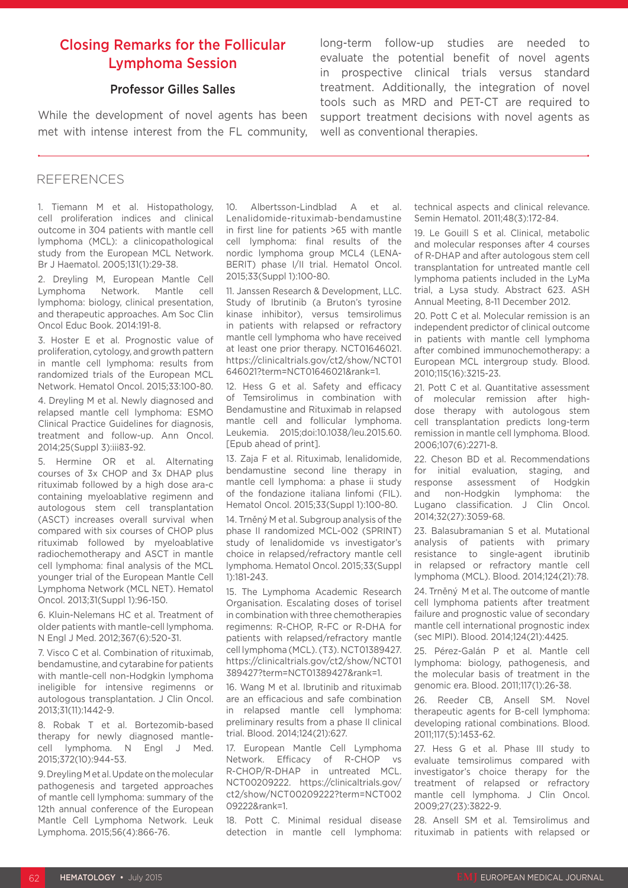## Closing Remarks for the Follicular Lymphoma Session

### Professor Gilles Salles

While the development of novel agents has been met with intense interest from the FL community, long-term follow-up studies are needed to evaluate the potential benefit of novel agents in prospective clinical trials versus standard treatment. Additionally, the integration of novel tools such as MRD and PET-CT are required to support treatment decisions with novel agents as well as conventional therapies.

## REFERENCES

1. Tiemann M et al. Histopathology, cell proliferation indices and clinical outcome in 304 patients with mantle cell lymphoma (MCL): a clinicopathological study from the European MCL Network. Br J Haematol. 2005;131(1):29-38.

2. Dreyling M, European Mantle Cell Lymphoma Network. Mantle cell lymphoma: biology, clinical presentation, and therapeutic approaches. Am Soc Clin Oncol Educ Book. 2014:191-8.

3. Hoster E et al. Prognostic value of proliferation, cytology, and growth pattern in mantle cell lymphoma: results from randomized trials of the European MCL Network. Hematol Oncol. 2015;33:100-80.

4. Dreyling M et al. Newly diagnosed and relapsed mantle cell lymphoma: ESMO Clinical Practice Guidelines for diagnosis, treatment and follow-up. Ann Oncol. 2014;25(Suppl 3):iii83-92.

5. Hermine OR et al. Alternating courses of 3x CHOP and 3x DHAP plus rituximab followed by a high dose ara-c containing myeloablative regimenn and autologous stem cell transplantation (ASCT) increases overall survival when compared with six courses of CHOP plus rituximab followed by myeloablative radiochemotherapy and ASCT in mantle cell lymphoma: final analysis of the MCL younger trial of the European Mantle Cell Lymphoma Network (MCL NET). Hematol Oncol. 2013;31(Suppl 1):96-150.

6. Kluin-Nelemans HC et al. Treatment of older patients with mantle-cell lymphoma. N Engl J Med. 2012;367(6):520-31.

7. Visco C et al. Combination of rituximab, bendamustine, and cytarabine for patients with mantle-cell non-Hodgkin lymphoma ineligible for intensive regimens or autologous transplantation. J Clin Oncol. 2013;31(11):1442-9.

8. Robak T et al. Bortezomib-based therapy for newly diagnosed mantle-cell lymphoma. N Engl J Med. 2015;372(10):944-53.

9. Dreyling M et al. Update on the molecular pathogenesis and targeted approaches of mantle cell lymphoma: summary of the 12th annual conference of the European Mantle Cell Lymphoma Network. Leuk Lymphoma. 2015;56(4):866-76.

10. Albertsson-Lindblad A et al. Lenalidomide-rituximab-bendamustine in first line for patients >65 with mantle cell lymphoma: final results of the nordic lymphoma group MCL4 (LENA-BERIT) phase I/II trial. Hematol Oncol. 2015;33(Suppl 1):100-80.

11. Janssen Research & Development, LLC. Study of Ibrutinib (a Bruton's tyrosine kinase inhibitor), versus temsirolimus in patients with relapsed or refractory mantle cell lymphoma who have received at least one prior therapy. NCT01646021. https://clinicaltrials.gov/ct2/show/NCT01646021?term=NCT01646021&rank=1.

12. Hess G et al. Safety and efficacy of Temsirolimus in combination with Bendamustine and Rituximab in relapsed mantle cell and follicular lymphoma. Leukemia. 2015;doi:10.1038/leu.2015.60. [Epub ahead of print].

13. Zaja F et al. Rituximab, lenalidomide, bendamustine second line therapy in mantle cell lymphoma: a phase ii study of the fondazione italiana linfomi (FIL). Hematol Oncol. 2015;33(Suppl 1):100-80.

14. Trněný M et al. Subgroup analysis of the phase II randomized MCL-002 (SPRINT) study of lenalidomide vs investigator's choice in relapsed/refractory mantle cell lymphoma. Hematol Oncol. 2015;33(Suppl 1):181-243.

15. The Lymphoma Academic Research Organisation. Escalating doses of torisel in combination with three chemotherapies regimenns: R-CHOP, R-FC or R-DHA for patients with relapsed/refractory mantle cell lymphoma (MCL). (T3). NCT01389427. https://clinicaltrials.gov/ct2/show/NCT01389427?term=NCT01389427&rank=1.

16. Wang M et al. Ibrutinib and rituximab are an efficacious and safe combination in relapsed mantle cell lymphoma: preliminary results from a phase II clinical trial. Blood. 2014;124(21):627.

17. European Mantle Cell Lymphoma Network. Efficacy of R-CHOP vs R-CHOP/R-DHAP in untreated MCL. NCT00209222. https://clinicaltrials.gov/ct2/show/NCT00209222?term=NCT00209222&rank=1.

18. Pott C. Minimal residual disease detection in mantle cell lymphoma: technical aspects and clinical relevance. Semin Hematol. 2011;48(3):172-84.

19. Le Gouill S et al. Clinical, metabolic and molecular responses after 4 courses of R-DHAP and after autologous stem cell transplantation for untreated mantle cell lymphoma patients included in the LyMa trial, a Lysa study. Abstract 623. ASH Annual Meeting, 8-11 December 2012.

20. Pott C et al. Molecular remission is an independent predictor of clinical outcome in patients with mantle cell lymphoma after combined immunochemotherapy: a European MCL intergroup study. Blood. 2010;115(16):3215-23.

21. Pott C et al. Quantitative assessment of molecular remission after high-dose therapy with autologous stem cell transplantation predicts long-term remission in mantle cell lymphoma. Blood. 2006;107(6):2271-8.

22. Cheson BD et al. Recommendations for initial evaluation, staging, and response assessment of Hodgkin and non-Hodgkin lymphoma: the Lugano classification. J Clin Oncol. 2014;32(27):3059-68.

23. Balasubramanian S et al. Mutational analysis of patients with primary resistance to single-agent ibrutinib in relapsed or refractory mantle cell lymphoma (MCL). Blood. 2014;124(21):78.

24. Trněný M et al. The outcome of mantle cell lymphoma patients after treatment failure and prognostic value of secondary mantle cell international prognostic index (sec MIPI). Blood. 2014;124(21):4425.

25. Pérez-Galán P et al. Mantle cell lymphoma: biology, pathogenesis, and the molecular basis of treatment in the genomic era. Blood. 2011;117(1):26-38.

26. Reeder CB, Ansell SM. Novel therapeutic agents for B-cell lymphoma: developing rational combinations. Blood. 2011;117(5):1453-62.

27. Hess G et al. Phase III study to evaluate temsirolimus compared with investigator's choice therapy for the treatment of relapsed or refractory mantle cell lymphoma. J Clin Oncol. 2009;27(23):3822-9.

28. Ansell SM et al. Temsirolimus and rituximab in patients with relapsed or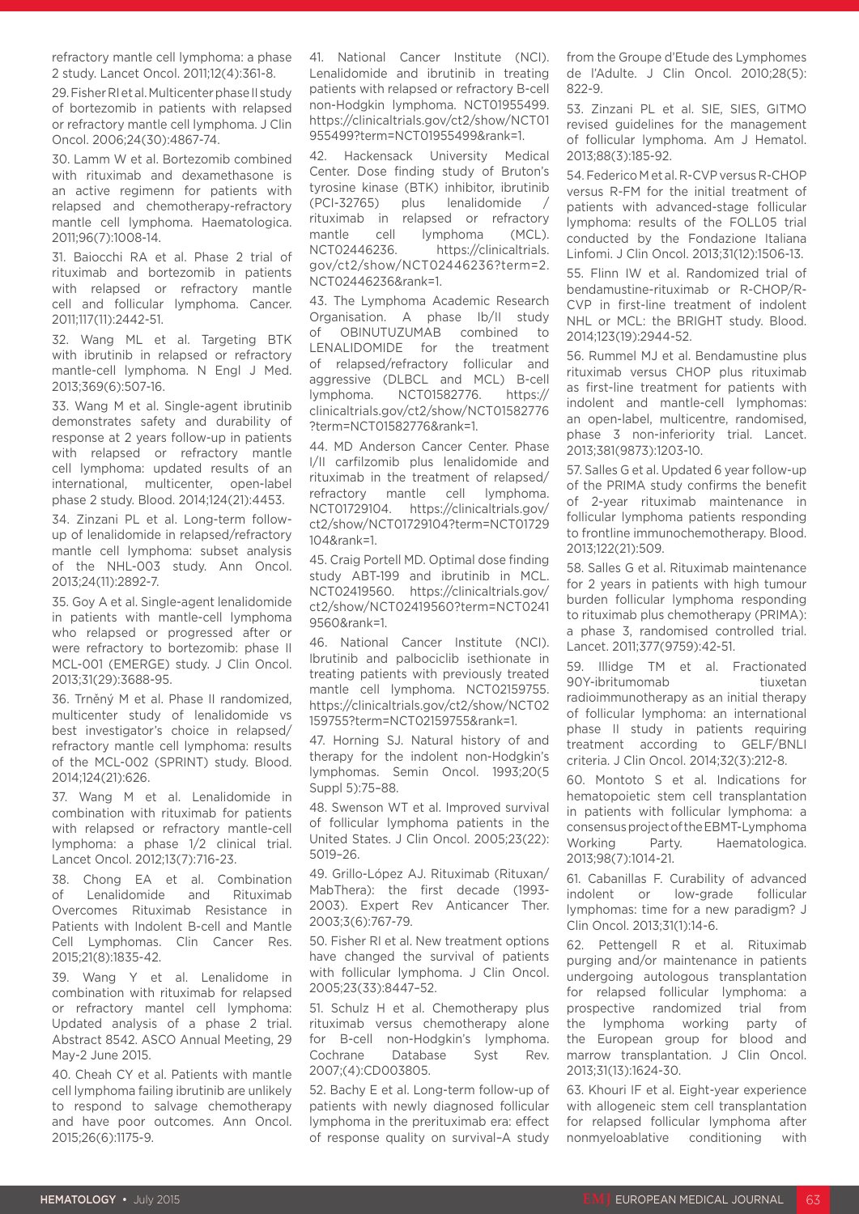refractory mantle cell lymphoma: a phase 2 study. Lancet Oncol. 2011;12(4):361-8.

29. Fisher RI et al. Multicenter phase II study of bortezomib in patients with relapsed or refractory mantle cell lymphoma. J Clin Oncol. 2006;24(30):4867-74.

30. Lamm W et al. Bortezomib combined with rituximab and dexamethasone is an active regimenn for patients with relapsed and chemotherapy-refractory mantle cell lymphoma. Haematologica. 2011;96(7):1008-14.

31. Baiocchi RA et al. Phase 2 trial of rituximab and bortezomib in patients with relapsed or refractory mantle cell and follicular lymphoma. Cancer. 2011;117(11):2442-51.

32. Wang ML et al. Targeting BTK with ibrutinib in relapsed or refractory mantle-cell lymphoma. N Engl J Med. 2013;369(6):507-16.

33. Wang M et al. Single-agent ibrutinib demonstrates safety and durability of response at 2 years follow-up in patients with relapsed or refractory mantle cell lymphoma: updated results of an international, multicenter, open-label phase 2 study. Blood. 2014;124(21):4453.

34. Zinzani PL et al. Long-term follow-up of lenalidomide in relapsed/refractory mantle cell lymphoma: subset analysis of the NHL-003 study. Ann Oncol. 2013;24(11):2892-7.

35. Goy A et al. Single-agent lenalidomide in patients with mantle-cell lymphoma who relapsed or progressed after or were refractory to bortezomib: phase II MCL-001 (EMERGE) study. J Clin Oncol. 2013;31(29):3688-95.

36. Trněný M et al. Phase II randomized, multicenter study of lenalidomide vs best investigator's choice in relapsed/refractory mantle cell lymphoma: results of the MCL-002 (SPRINT) study. Blood. 2014;124(21):626.

37. Wang M et al. Lenalidomide in combination with rituximab for patients with relapsed or refractory mantle-cell lymphoma: a phase 1/2 clinical trial. Lancet Oncol. 2012;13(7):716-23.

38. Chong EA et al. Combination of Lenalidomide and Rituximab Overcomes Rituximab Resistance in Patients with Indolent B-cell and Mantle Cell Lymphomas. Clin Cancer Res. 2015;21(8):1835-42.

39. Wang Y et al. Lenalidome in combination with rituximab for relapsed or refractory mantel cell lymphoma: Updated analysis of a phase 2 trial. Abstract 8542. ASCO Annual Meeting, 29 May-2 June 2015.

40. Cheah CY et al. Patients with mantle cell lymphoma failing ibrutinib are unlikely to respond to salvage chemotherapy and have poor outcomes. Ann Oncol. 2015;26(6):1175-9.

41. National Cancer Institute (NCI). Lenalidomide and ibrutinib in treating patients with relapsed or refractory B-cell non-Hodgkin lymphoma. NCT01955499. https://clinicaltrials.gov/ct2/show/NCT01955499?term=NCT01955499&rank=1.

42. Hackensack University Medical Center. Dose finding study of Bruton's tyrosine kinase (BTK) inhibitor, ibrutinib (PCI-32765) plus lenalidomide / rituximab in relapsed or refractory mantle cell lymphoma (MCL). NCT02446236. https://clinicaltrials.gov/ct2/show/NCT02446236?term=2.NCT02446236&rank=1.

43. The Lymphoma Academic Research Organisation. A phase Ib/II study of OBINUTUZUMAB combined to LENALIDOMIDE for the treatment of relapsed/refractory follicular and aggressive (DLBCL and MCL) B-cell lymphoma. NCT01582776. https://clinicaltrials.gov/ct2/show/NCT01582776?term=NCT01582776&rank=1.

44. MD Anderson Cancer Center. Phase I/II carfilzomib plus lenalidomide and rituximab in the treatment of relapsed/refractory mantle cell lymphoma. NCT01729104. https://clinicaltrials.gov/ct2/show/NCT01729104?term=NCT01729104&rank=1.

45. Craig Portell MD. Optimal dose finding study ABT-199 and ibrutinib in MCL. NCT02419560. https://clinicaltrials.gov/ct2/show/NCT02419560?term=NCT02419560&rank=1.

46. National Cancer Institute (NCI). Ibrutinib and palbociclib isethionate in treating patients with previously treated mantle cell lymphoma. NCT02159755. https://clinicaltrials.gov/ct2/show/NCT02159755?term=NCT02159755&rank=1.

47. Horning SJ. Natural history of and therapy for the indolent non-Hodgkin's lymphomas. Semin Oncol. 1993;20(5 Suppl 5):75–88.

48. Swenson WT et al. Improved survival of follicular lymphoma patients in the United States. J Clin Oncol. 2005;23(22):5019–26.

49. Grillo-López AJ. Rituximab (Rituxan/MabThera): the first decade (1993-2003). Expert Rev Anticancer Ther. 2003;3(6):767-79.

50. Fisher RI et al. New treatment options have changed the survival of patients with follicular lymphoma. J Clin Oncol. 2005;23(33):8447–52.

51. Schulz H et al. Chemotherapy plus rituximab versus chemotherapy alone for B-cell non-Hodgkin's lymphoma. Cochrane Database Syst Rev. 2007;(4):CD003805.

52. Bachy E et al. Long-term follow-up of patients with newly diagnosed follicular lymphoma in the prerituximab era: effect of response quality on survival–A study from the Groupe d'Etude des Lymphomes de l'Adulte. J Clin Oncol. 2010;28(5):822-9.

53. Zinzani PL et al. SIE, SIES, GITMO revised guidelines for the management of follicular lymphoma. Am J Hematol. 2013;88(3):185-92.

54. Federico M et al. R-CVP versus R-CHOP versus R-FM for the initial treatment of patients with advanced-stage follicular lymphoma: results of the FOLL05 trial conducted by the Fondazione Italiana Linfomi. J Clin Oncol. 2013;31(12):1506-13.

55. Flinn IW et al. Randomized trial of bendamustine-rituximab or R-CHOP/R-CVP in first-line treatment of indolent NHL or MCL: the BRIGHT study. Blood. 2014;123(19):2944-52.

56. Rummel MJ et al. Bendamustine plus rituximab versus CHOP plus rituximab as first-line treatment for patients with indolent and mantle-cell lymphomas: an open-label, multicentre, randomised, phase 3 non-inferiority trial. Lancet. 2013;381(9873):1203-10.

57. Salles G et al. Updated 6 year follow-up of the PRIMA study confirms the benefit of 2-year rituximab maintenance in follicular lymphoma patients responding to frontline immunochemotherapy. Blood. 2013;122(21):509.

58. Salles G et al. Rituximab maintenance for 2 years in patients with high tumour burden follicular lymphoma responding to rituximab plus chemotherapy (PRIMA): a phase 3, randomised controlled trial. Lancet. 2011;377(9759):42-51.

59. Illidge TM et al. Fractionated 90Y-ibritumomab tiuxetan radioimmunotherapy as an initial therapy of follicular lymphoma: an international phase II study in patients requiring treatment according to GELF/BNLI criteria. J Clin Oncol. 2014;32(3):212-8.

60. Montoto S et al. Indications for hematopoietic stem cell transplantation in patients with follicular lymphoma: a consensus project of the EBMT-Lymphoma Working Party. Haematologica. 2013;98(7):1014-21.

61. Cabanillas F. Curability of advanced indolent or low-grade follicular lymphomas: time for a new paradigm? J Clin Oncol. 2013;31(1):14-6.

62. Pettengell R et al. Rituximab purging and/or maintenance in patients undergoing autologous transplantation for relapsed follicular lymphoma: a prospective randomized trial from the lymphoma working party of the European group for blood and marrow transplantation. J Clin Oncol. 2013;31(13):1624-30.

63. Khouri IF et al. Eight-year experience with allogeneic stem cell transplantation for relapsed follicular lymphoma after nonmyeloablative conditioning with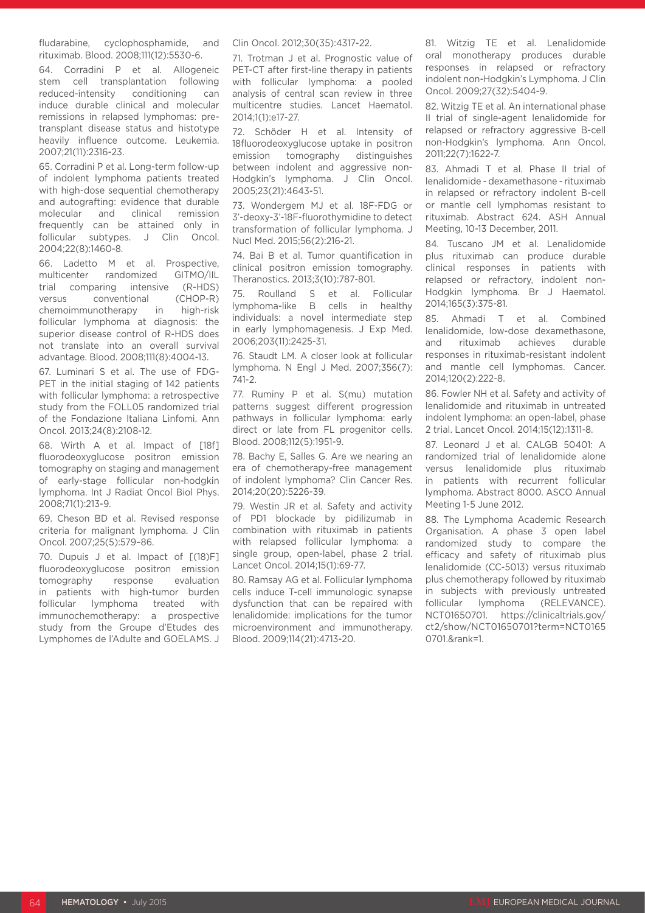fludarabine, cyclophosphamide, and rituximab. Blood. 2008;111(12):5530-6.

64. Corradini P et al. Allogeneic stem cell transplantation following reduced-intensity conditioning can induce durable clinical and molecular remissions in relapsed lymphomas: pre-transplant disease status and histotype heavily influence outcome. Leukemia. 2007;21(11):2316-23.

65. Corradini P et al. Long-term follow-up of indolent lymphoma patients treated with high-dose sequential chemotherapy and autografting: evidence that durable molecular and clinical remission frequently can be attained only in follicular subtypes. J Clin Oncol. 2004;22(8):1460-8.

66. Ladetto M et al. Prospective, multicenter randomized GITMO/IIL trial comparing intensive (R-HDS) versus conventional (CHOP-R) chemoimmunotherapy in high-risk follicular lymphoma at diagnosis: the superior disease control of R-HDS does not translate into an overall survival advantage. Blood. 2008;111(8):4004-13.

67. Luminari S et al. The use of FDG-PET in the initial staging of 142 patients with follicular lymphoma: a retrospective study from the FOLL05 randomized trial of the Fondazione Italiana Linfomi. Ann Oncol. 2013;24(8):2108-12.

68. Wirth A et al. Impact of [18f] fluorodeoxyglucose positron emission tomography on staging and management of early-stage follicular non-hodgkin lymphoma. Int J Radiat Oncol Biol Phys. 2008;71(1):213-9.

69. Cheson BD et al. Revised response criteria for malignant lymphoma. J Clin Oncol. 2007;25(5):579–86.

70. Dupuis J et al. Impact of [(18)F] fluorodeoxyglucose positron emission tomography response evaluation in patients with high-tumor burden follicular lymphoma treated with immunochemotherapy: a prospective study from the Groupe d'Etudes des Lymphomes de l'Adulte and GOELAMS. J Clin Oncol. 2012;30(35):4317-22.

71. Trotman J et al. Prognostic value of PET-CT after first-line therapy in patients with follicular lymphoma: a pooled analysis of central scan review in three multicentre studies. Lancet Haematol. 2014;1(1):e17-27.

72. Schöder H et al. Intensity of 18fluorodeoxyglucose uptake in positron emission tomography distinguishes between indolent and aggressive non-Hodgkin's lymphoma. J Clin Oncol. 2005;23(21):4643-51.

73. Wondergem MJ et al. 18F-FDG or 3'-deoxy-3'-18F-fluorothymidine to detect transformation of follicular lymphoma. J Nucl Med. 2015;56(2):216-21.

74. Bai B et al. Tumor quantification in clinical positron emission tomography. Theranostics. 2013;3(10):787-801.

75. Roulland S et al. Follicular lymphoma-like B cells in healthy individuals: a novel intermediate step in early lymphomagenesis. J Exp Med. 2006;203(11):2425-31.

76. Staudt LM. A closer look at follicular lymphoma. N Engl J Med. 2007;356(7):741-2.

77. Ruminy P et al. S(mu) mutation patterns suggest different progression pathways in follicular lymphoma: early direct or late from FL progenitor cells. Blood. 2008;112(5):1951-9.

78. Bachy E, Salles G. Are we nearing an era of chemotherapy-free management of indolent lymphoma? Clin Cancer Res. 2014;20(20):5226-39.

79. Westin JR et al. Safety and activity of PD1 blockade by pidilizumab in combination with rituximab in patients with relapsed follicular lymphoma: a single group, open-label, phase 2 trial. Lancet Oncol. 2014;15(1):69-77.

80. Ramsay AG et al. Follicular lymphoma cells induce T-cell immunologic synapse dysfunction that can be repaired with lenalidomide: implications for the tumor microenvironment and immunotherapy. Blood. 2009;114(21):4713-20.

81. Witzig TE et al. Lenalidomide oral monotherapy produces durable responses in relapsed or refractory indolent non-Hodgkin's Lymphoma. J Clin Oncol. 2009;27(32):5404-9.

82. Witzig TE et al. An international phase II trial of single-agent lenalidomide for relapsed or refractory aggressive B-cell non-Hodgkin's lymphoma. Ann Oncol. 2011;22(7):1622-7.

83. Ahmadi T et al. Phase II trial of lenalidomide - dexamethasone - rituximab in relapsed or refractory indolent B-cell or mantle cell lymphomas resistant to rituximab. Abstract 624. ASH Annual Meeting, 10-13 December, 2011.

84. Tuscano JM et al. Lenalidomide plus rituximab can produce durable clinical responses in patients with relapsed or refractory, indolent non-Hodgkin lymphoma. Br J Haematol. 2014;165(3):375-81.

85. Ahmadi T et al. Combined lenalidomide, low-dose dexamethasone, and rituximab achieves durable responses in rituximab-resistant indolent and mantle cell lymphomas. Cancer. 2014;120(2):222-8.

86. Fowler NH et al. Safety and activity of lenalidomide and rituximab in untreated indolent lymphoma: an open-label, phase 2 trial. Lancet Oncol. 2014;15(12):1311-8.

87. Leonard J et al. CALGB 50401: A randomized trial of lenalidomide alone versus lenalidomide plus rituximab in patients with recurrent follicular lymphoma. Abstract 8000. ASCO Annual Meeting 1-5 June 2012.

88. The Lymphoma Academic Research Organisation. A phase 3 open label randomized study to compare the efficacy and safety of rituximab plus lenalidomide (CC-5013) versus rituximab plus chemotherapy followed by rituximab in subjects with previously untreated follicular lymphoma (RELEVANCE). NCT01650701. https://clinicaltrials.gov/ct2/show/NCT01650701?term=NCT01650701.&rank=1.